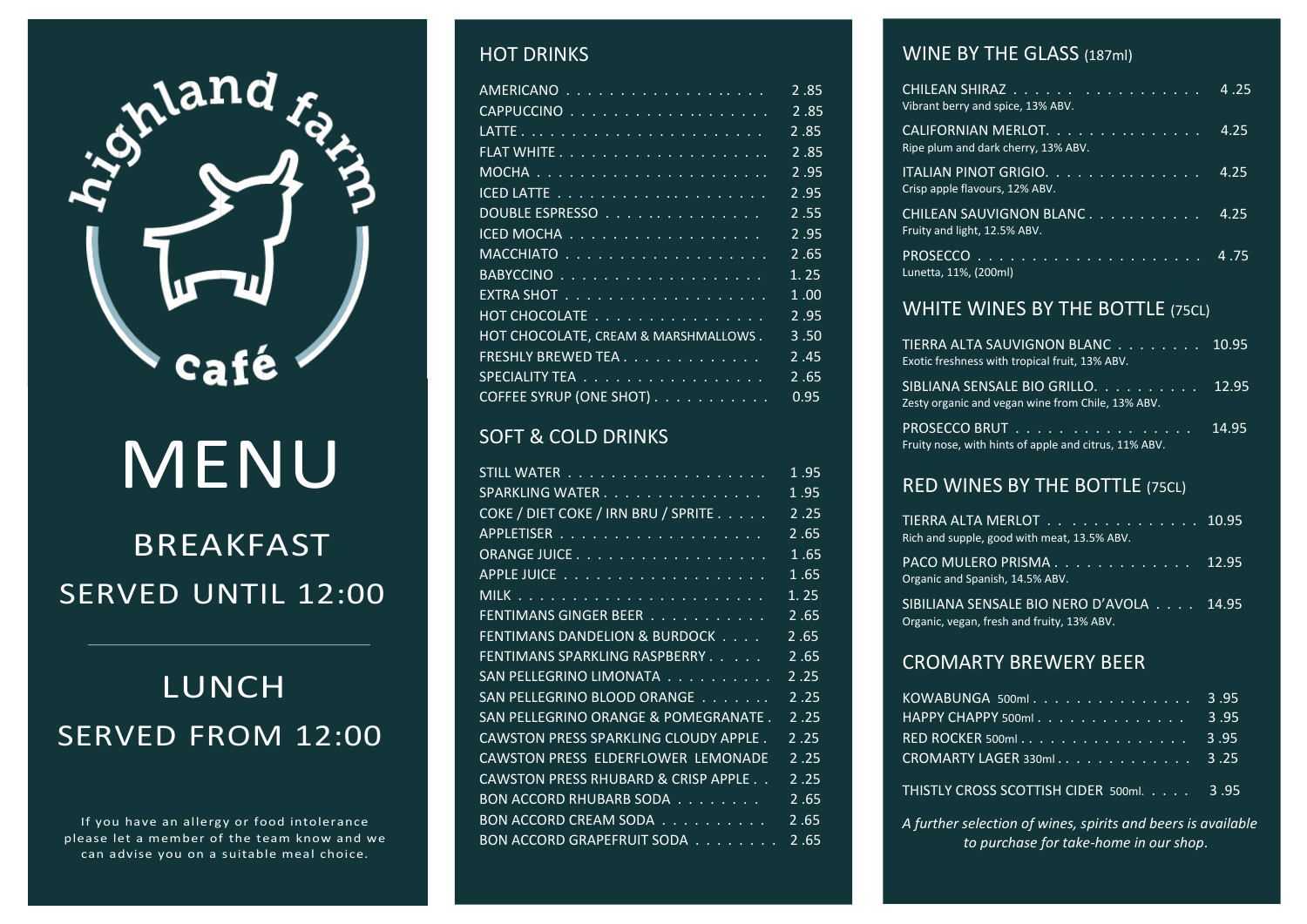# highland farm café

# MENU

## BREAKFAST
## SERVED UNTIL 12:00

---

## LUNCH
## SERVED FROM 12:00

If you have an allergy or food intolerance please let a member of the team know and we can advise you on a suitable meal choice.

## HOT DRINKS

| Item | Price |
|---|---|
| AMERICANO | 2.85 |
| CAPPUCCINO | 2.85 |
| LATTE | 2.85 |
| FLAT WHITE | 2.85 |
| MOCHA | 2.95 |
| ICED LATTE | 2.95 |
| DOUBLE ESPRESSO | 2.55 |
| ICED MOCHA | 2.95 |
| MACCHIATO | 2.65 |
| BABYCCINO | 1.25 |
| EXTRA SHOT | 1.00 |
| HOT CHOCOLATE | 2.95 |
| HOT CHOCOLATE, CREAM & MARSHMALLOWS | 3.50 |
| FRESHLY BREWED TEA | 2.45 |
| SPECIALITY TEA | 2.65 |
| COFFEE SYRUP (ONE SHOT) | 0.95 |

## SOFT & COLD DRINKS

| Item | Price |
|---|---|
| STILL WATER | 1.95 |
| SPARKLING WATER | 1.95 |
| COKE / DIET COKE / IRN BRU / SPRITE | 2.25 |
| APPLETISER | 2.65 |
| ORANGE JUICE | 1.65 |
| APPLE JUICE | 1.65 |
| MILK | 1.25 |
| FENTIMANS GINGER BEER | 2.65 |
| FENTIMANS DANDELION & BURDOCK | 2.65 |
| FENTIMANS SPARKLING RASPBERRY | 2.65 |
| SAN PELLEGRINO LIMONATA | 2.25 |
| SAN PELLEGRINO BLOOD ORANGE | 2.25 |
| SAN PELLEGRINO ORANGE & POMEGRANATE | 2.25 |
| CAWSTON PRESS SPARKLING CLOUDY APPLE | 2.25 |
| CAWSTON PRESS ELDERFLOWER LEMONADE | 2.25 |
| CAWSTON PRESS RHUBARB & CRISP APPLE | 2.25 |
| BON ACCORD RHUBARB SODA | 2.65 |
| BON ACCORD CREAM SODA | 2.65 |
| BON ACCORD GRAPEFRUIT SODA | 2.65 |

## WINE BY THE GLASS (187ml)

| Item | Price |
|---|---|
| CHILEAN SHIRAZ<br>Vibrant berry and spice, 13% ABV. | 4.25 |
| CALIFORNIAN MERLOT.<br>Ripe plum and dark cherry, 13% ABV. | 4.25 |
| ITALIAN PINOT GRIGIO.<br>Crisp apple flavours, 12% ABV. | 4.25 |
| CHILEAN SAUVIGNON BLANC<br>Fruity and light, 12.5% ABV. | 4.25 |
| PROSECCO<br>Lunetta, 11%, (200ml) | 4.75 |

## WHITE WINES BY THE BOTTLE (75CL)

| Item | Price |
|---|---|
| TIERRA ALTA SAUVIGNON BLANC<br>Exotic freshness with tropical fruit, 13% ABV. | 10.95 |
| SIBLIANA SENSALE BIO GRILLO.<br>Zesty organic and vegan wine from Chile, 13% ABV. | 12.95 |
| PROSECCO BRUT<br>Fruity nose, with hints of apple and citrus, 11% ABV. | 14.95 |

## RED WINES BY THE BOTTLE (75CL)

| Item | Price |
|---|---|
| TIERRA ALTA MERLOT<br>Rich and supple, good with meat, 13.5% ABV. | 10.95 |
| PACO MULERO PRISMA<br>Organic and Spanish, 14.5% ABV. | 12.95 |
| SIBILIANA SENSALE BIO NERO D'AVOLA<br>Organic, vegan, fresh and fruity, 13% ABV. | 14.95 |

## CROMARTY BREWERY BEER

| Item | Price |
|---|---|
| KOWABUNGA 500ml | 3.95 |
| HAPPY CHAPPY 500ml | 3.95 |
| RED ROCKER 500ml | 3.95 |
| CROMARTY LAGER 330ml | 3.25 |
| THISTLY CROSS SCOTTISH CIDER 500ml. | 3.95 |

*A further selection of wines, spirits and beers is available to purchase for take-home in our shop.*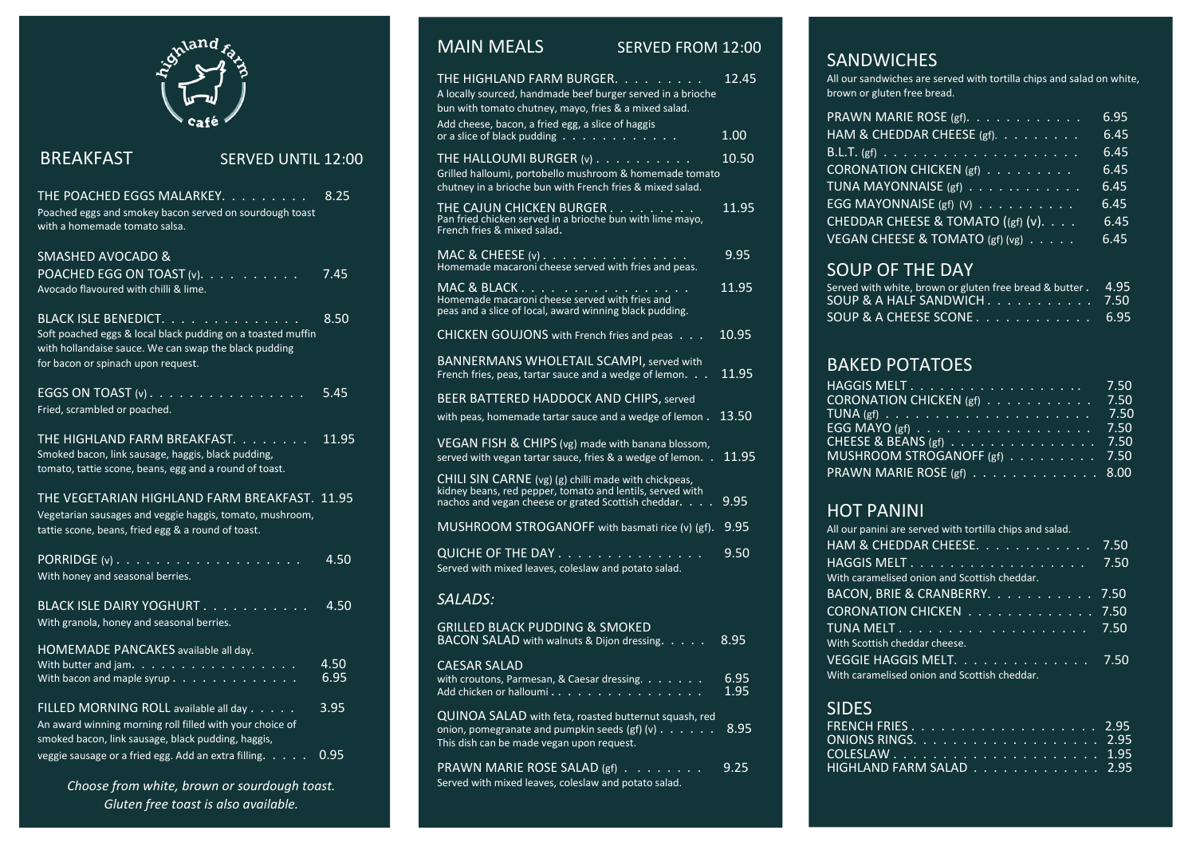highland farm café

## BREAKFAST

SERVED UNTIL 12:00

**THE POACHED EGGS MALARKEY** . . . . . . . . . 8.25
Poached eggs and smokey bacon served on sourdough toast with a homemade tomato salsa.

**SMASHED AVOCADO & POACHED EGG ON TOAST** (v). . . . . . . . . . 7.45
Avocado flavoured with chilli & lime.

**BLACK ISLE BENEDICT**. . . . . . . . . . . . . . . 8.50
Soft poached eggs & local black pudding on a toasted muffin with hollandaise sauce. We can swap the black pudding for bacon or spinach upon request.

**EGGS ON TOAST** (v) . . . . . . . . . . . . . . . . 5.45
Fried, scrambled or poached.

**THE HIGHLAND FARM BREAKFAST**. . . . . . . . 11.95
Smoked bacon, link sausage, haggis, black pudding, tomato, tattie scone, beans, egg and a round of toast.

**THE VEGETARIAN HIGHLAND FARM BREAKFAST**. 11.95
Vegetarian sausages and veggie haggis, tomato, mushroom, tattie scone, beans, fried egg & a round of toast.

**PORRIDGE** (v) . . . . . . . . . . . . . . . . . . . 4.50
With honey and seasonal berries.

**BLACK ISLE DAIRY YOGHURT** . . . . . . . . . . . 4.50
With granola, honey and seasonal berries.

**HOMEMADE PANCAKES** available all day.
With butter and jam. . . . . . . . . . . . . . . . . . 4.50
With bacon and maple syrup . . . . . . . . . . . . . 6.95

**FILLED MORNING ROLL** available all day . . . . . 3.95
An award winning morning roll filled with your choice of smoked bacon, link sausage, black pudding, haggis, veggie sausage or a fried egg. Add an extra filling. . . . . 0.95

*Choose from white, brown or sourdough toast. Gluten free toast is also available.*

## MAIN MEALS

SERVED FROM 12:00

**THE HIGHLAND FARM BURGER**. . . . . . . . . 12.45
A locally sourced, handmade beef burger served in a brioche bun with tomato chutney, mayo, fries & a mixed salad.
Add cheese, bacon, a fried egg, a slice of haggis or a slice of black pudding . . . . . . . . . . . . 1.00

**THE HALLOUMI BURGER** (v) . . . . . . . . . . 10.50
Grilled halloumi, portobello mushroom & homemade tomato chutney in a brioche bun with French fries & mixed salad.

**THE CAJUN CHICKEN BURGER** . . . . . . . . . 11.95
Pan fried chicken served in a brioche bun with lime mayo, French fries & mixed salad.

**MAC & CHEESE** (v) . . . . . . . . . . . . . . . 9.95
Homemade macaroni cheese served with fries and peas.

**MAC & BLACK** . . . . . . . . . . . . . . . . . 11.95
Homemade macaroni cheese served with fries and peas and a slice of local, award winning black pudding.

**CHICKEN GOUJONS** with French fries and peas . . . 10.95

**BANNERMANS WHOLETAIL SCAMPI**, served with French fries, peas, tartar sauce and a wedge of lemon. . . 11.95

**BEER BATTERED HADDOCK AND CHIPS**, served with peas, homemade tartar sauce and a wedge of lemon . 13.50

**VEGAN FISH & CHIPS** (vg) made with banana blossom, served with vegan tartar sauce, fries & a wedge of lemon. . 11.95

**CHILI SIN CARNE** (vg) (g) chilli made with chickpeas, kidney beans, red pepper, tomato and lentils, served with nachos and vegan cheese or grated Scottish cheddar. . . . 9.95

**MUSHROOM STROGANOFF** with basmati rice (v) (gf). 9.95

**QUICHE OF THE DAY** . . . . . . . . . . . . . . . 9.50
Served with mixed leaves, coleslaw and potato salad.

### *SALADS:*

**GRILLED BLACK PUDDING & SMOKED BACON SALAD** with walnuts & Dijon dressing. . . . . 8.95

**CAESAR SALAD**
with croutons, Parmesan, & Caesar dressing. . . . . . . 6.95
Add chicken or halloumi . . . . . . . . . . . . . . . . 1.95

**QUINOA SALAD** with feta, roasted butternut squash, red onion, pomegranate and pumpkin seeds (gf) (v) . . . . . . 8.95
This dish can be made vegan upon request.

**PRAWN MARIE ROSE SALAD** (gf) . . . . . . . . 9.25
Served with mixed leaves, coleslaw and potato salad.

## SANDWICHES

All our sandwiches are served with tortilla chips and salad on white, brown or gluten free bread.

PRAWN MARIE ROSE (gf). . . . . . . . . . . . 6.95
HAM & CHEDDAR CHEESE (gf). . . . . . . . . 6.45
B.L.T. (gf) . . . . . . . . . . . . . . . . . . . . 6.45
CORONATION CHICKEN (gf) . . . . . . . . . 6.45
TUNA MAYONNAISE (gf) . . . . . . . . . . . . 6.45
EGG MAYONNAISE (gf) (V) . . . . . . . . . . 6.45
CHEDDAR CHEESE & TOMATO ((gf) (V). . . . 6.45
VEGAN CHEESE & TOMATO (gf) (vg) . . . . . 6.45

## SOUP OF THE DAY

Served with white, brown or gluten free bread & butter . 4.95
SOUP & A HALF SANDWICH . . . . . . . . . . . 7.50
SOUP & A CHEESE SCONE . . . . . . . . . . . . 6.95

## BAKED POTATOES

HAGGIS MELT . . . . . . . . . . . . . . . . . . 7.50
CORONATION CHICKEN (gf) . . . . . . . . . . . 7.50
TUNA (gf) . . . . . . . . . . . . . . . . . . . . . 7.50
EGG MAYO (gf) . . . . . . . . . . . . . . . . . . 7.50
CHEESE & BEANS (gf) . . . . . . . . . . . . . . 7.50
MUSHROOM STROGANOFF (gf) . . . . . . . . . 7.50
PRAWN MARIE ROSE (gf) . . . . . . . . . . . . . 8.00

## HOT PANINI

All our panini are served with tortilla chips and salad.

HAM & CHEDDAR CHEESE. . . . . . . . . . . . 7.50
HAGGIS MELT . . . . . . . . . . . . . . . . . . 7.50
With caramelised onion and Scottish cheddar.
BACON, BRIE & CRANBERRY. . . . . . . . . . . 7.50
CORONATION CHICKEN . . . . . . . . . . . . . 7.50
TUNA MELT . . . . . . . . . . . . . . . . . . . 7.50
With Scottish cheddar cheese.
VEGGIE HAGGIS MELT. . . . . . . . . . . . . . 7.50
With caramelised onion and Scottish cheddar.

## SIDES

FRENCH FRIES . . . . . . . . . . . . . . . . . . 2.95
ONIONS RINGS. . . . . . . . . . . . . . . . . . 2.95
COLESLAW . . . . . . . . . . . . . . . . . . . . 1.95
HIGHLAND FARM SALAD . . . . . . . . . . . . . 2.95